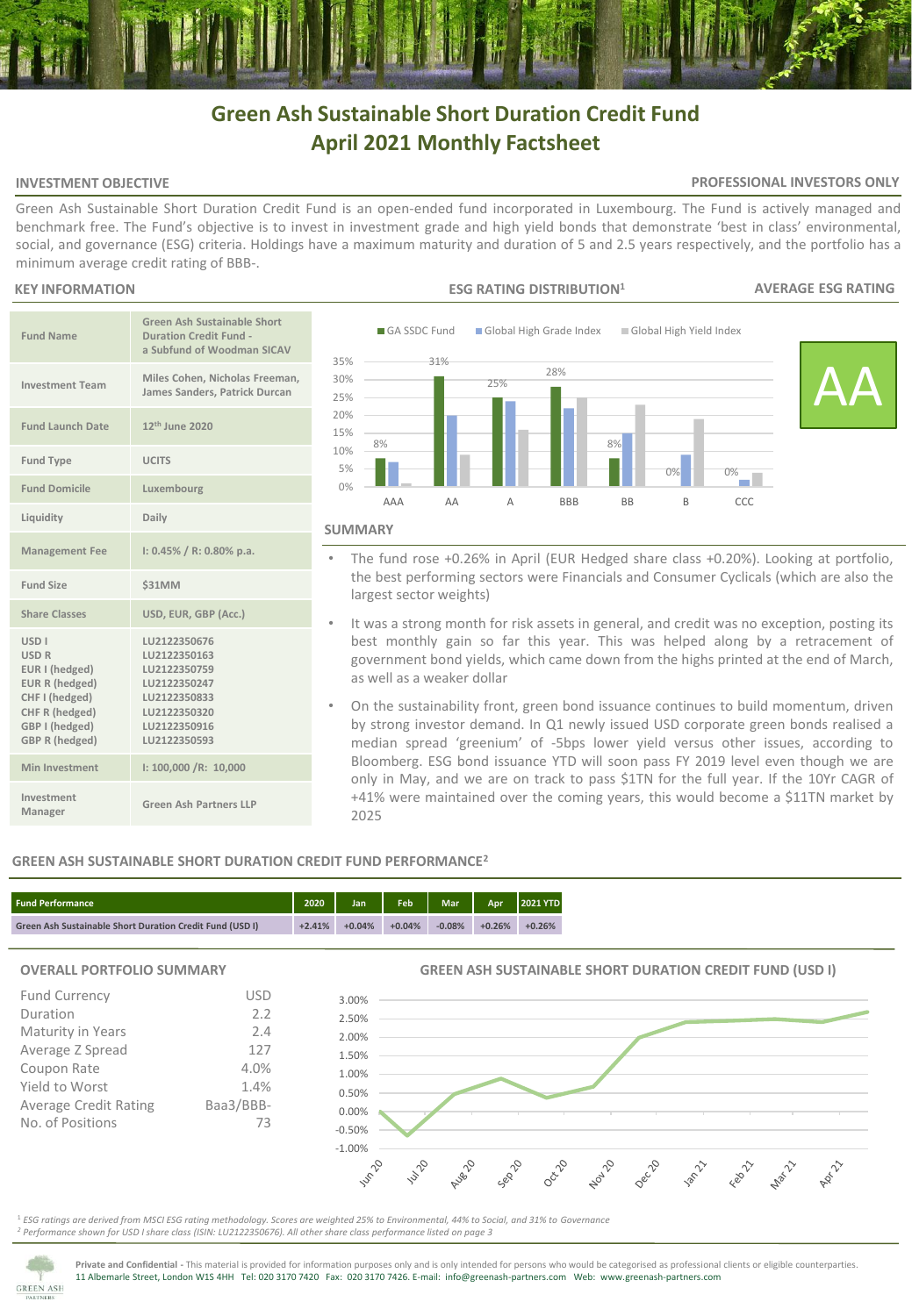# Green Ash Sustainable Short Duration Credit Fund
# April 2021 Monthly Factsheet

## INVESTMENT OBJECTIVE

**PROFESSIONAL INVESTORS ONLY**

Green Ash Sustainable Short Duration Credit Fund is an open-ended fund incorporated in Luxembourg. The Fund is actively managed and benchmark free. The Fund's objective is to invest in investment grade and high yield bonds that demonstrate 'best in class' environmental, social, and governance (ESG) criteria. Holdings have a maximum maturity and duration of 5 and 2.5 years respectively, and the portfolio has a minimum average credit rating of BBB-.

## KEY INFORMATION

| | |
|---|---|
| Fund Name | Green Ash Sustainable Short Duration Credit Fund - a Subfund of Woodman SICAV |
| Investment Team | Miles Cohen, Nicholas Freeman, James Sanders, Patrick Durcan |
| Fund Launch Date | 12th June 2020 |
| Fund Type | UCITS |
| Fund Domicile | Luxembourg |
| Liquidity | Daily |
| Management Fee | I: 0.45% / R: 0.80% p.a. |
| Fund Size | $31MM |
| Share Classes | USD, EUR, GBP (Acc.) |
| USD I<br>USD R<br>EUR I (hedged)<br>EUR R (hedged)<br>CHF I (hedged)<br>CHF R (hedged)<br>GBP I (hedged)<br>GBP R (hedged) | LU2122350676<br>LU2122350163<br>LU2122350759<br>LU2122350247<br>LU2122350833<br>LU2122350320<br>LU2122350916<br>LU2122350593 |
| Min Investment | I: 100,000 /R: 10,000 |
| Investment Manager | Green Ash Partners LLP |

## ESG RATING DISTRIBUTION[1]

| | AAA | AA | A | BBB | BB | B | CCC |
|---|---|---|---|---|---|---|---|
| GA SSDC Fund | 8% | 31% | 25% | 28% | 8% | 0% | 0% |

## AVERAGE ESG RATING

AA

## SUMMARY

- The fund rose +0.26% in April (EUR Hedged share class +0.20%). Looking at portfolio, the best performing sectors were Financials and Consumer Cyclicals (which are also the largest sector weights)
- It was a strong month for risk assets in general, and credit was no exception, posting its best monthly gain so far this year. This was helped along by a retracement of government bond yields, which came down from the highs printed at the end of March, as well as a weaker dollar
- On the sustainability front, green bond issuance continues to build momentum, driven by strong investor demand. In Q1 newly issued USD corporate green bonds realised a median spread 'greenium' of -5bps lower yield versus other issues, according to Bloomberg. ESG bond issuance YTD will soon pass FY 2019 level even though we are only in May, and we are on track to pass $1TN for the full year. If the 10Yr CAGR of +41% were maintained over the coming years, this would become a $11TN market by 2025

## GREEN ASH SUSTAINABLE SHORT DURATION CREDIT FUND PERFORMANCE[2]

| Fund Performance | 2020 | Jan | Feb | Mar | Apr | 2021 YTD |
|---|---|---|---|---|---|---|
| Green Ash Sustainable Short Duration Credit Fund (USD I) | +2.41% | +0.04% | +0.04% | -0.08% | +0.26% | +0.26% |

## OVERALL PORTFOLIO SUMMARY

| | |
|---|---|
| Fund Currency | USD |
| Duration | 2.2 |
| Maturity in Years | 2.4 |
| Average Z Spread | 127 |
| Coupon Rate | 4.0% |
| Yield to Worst | 1.4% |
| Average Credit Rating | Baa3/BBB- |
| No. of Positions | 73 |

## GREEN ASH SUSTAINABLE SHORT DURATION CREDIT FUND (USD I)

[1] *ESG ratings are derived from MSCI ESG rating methodology. Scores are weighted 25% to Environmental, 44% to Social, and 31% to Governance*

[2] *Performance shown for USD I share class (ISIN: LU2122350676). All other share class performance listed on page 3*

**Private and Confidential** - This material is provided for information purposes only and is only intended for persons who would be categorised as professional clients or eligible counterparties.
11 Albemarle Street, London W1S 4HH Tel: 020 3170 7420 Fax: 020 3170 7426. E-mail: info@greenash-partners.com Web: www.greenash-partners.com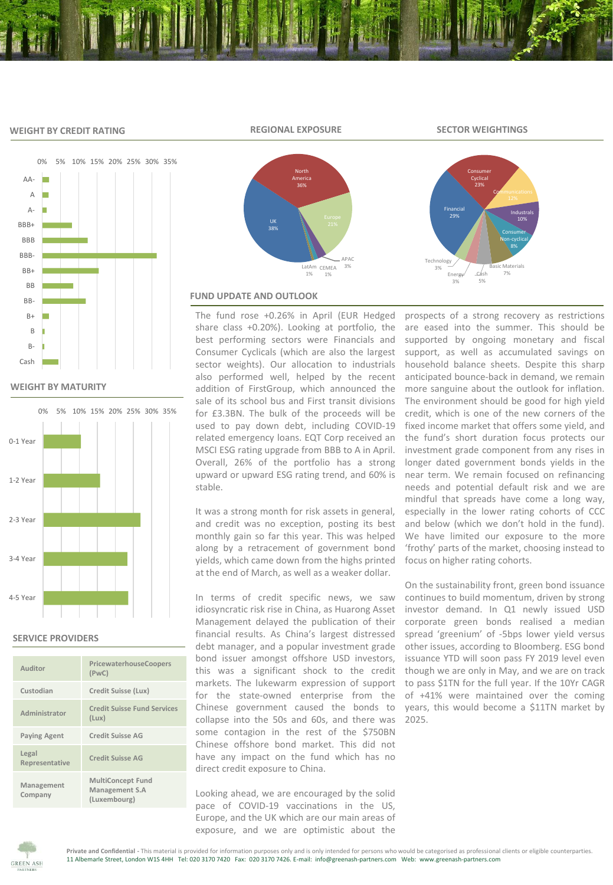## WEIGHT BY CREDIT RATING

## REGIONAL EXPOSURE

| Region | Weight |
|---|---|
| North America | 36% |
| UK | 38% |
| Europe | 21% |
| APAC | 3% |
| LatAm | 1% |
| CEMEA | 1% |

## SECTOR WEIGHTINGS

| Sector | Weight |
|---|---|
| Consumer Cyclical | 23% |
| Communications | 12% |
| Industrials | 10% |
| Consumer Non-cyclical | 8% |
| Basic Materials | 7% |
| Cash | 5% |
| Energy | 3% |
| Technology | 3% |
| Financial | 29% |

## WEIGHT BY MATURITY

## SERVICE PROVIDERS

| | |
|---|---|
| Auditor | PricewaterhouseCoopers (PwC) |
| Custodian | Credit Suisse (Lux) |
| Administrator | Credit Suisse Fund Services (Lux) |
| Paying Agent | Credit Suisse AG |
| Legal Representative | Credit Suisse AG |
| Management Company | MultiConcept Fund Management S.A (Luxembourg) |

## FUND UPDATE AND OUTLOOK

The fund rose +0.26% in April (EUR Hedged share class +0.20%). Looking at portfolio, the best performing sectors were Financials and Consumer Cyclicals (which are also the largest sector weights). Our allocation to industrials also performed well, helped by the recent addition of FirstGroup, which announced the sale of its school bus and First transit divisions for £3.3BN. The bulk of the proceeds will be used to pay down debt, including COVID-19 related emergency loans. EQT Corp received an MSCI ESG rating upgrade from BBB to A in April. Overall, 26% of the portfolio has a strong upward or upward ESG rating trend, and 60% is stable.

It was a strong month for risk assets in general, and credit was no exception, posting its best monthly gain so far this year. This was helped along by a retracement of government bond yields, which came down from the highs printed at the end of March, as well as a weaker dollar.

In terms of credit specific news, we saw idiosyncratic risk rise in China, as Huarong Asset Management delayed the publication of their financial results. As China's largest distressed debt manager, and a popular investment grade bond issuer amongst offshore USD investors, this was a significant shock to the credit markets. The lukewarm expression of support for the state-owned enterprise from the Chinese government caused the bonds to collapse into the 50s and 60s, and there was some contagion in the rest of the $750BN Chinese offshore bond market. This did not have any impact on the fund which has no direct credit exposure to China.

Looking ahead, we are encouraged by the solid pace of COVID-19 vaccinations in the US, Europe, and the UK which are our main areas of exposure, and we are optimistic about the prospects of a strong recovery as restrictions are eased into the summer. This should be supported by ongoing monetary and fiscal support, as well as accumulated savings on household balance sheets. Despite this sharp anticipated bounce-back in demand, we remain more sanguine about the outlook for inflation. The environment should be good for high yield credit, which is one of the new corners of the fixed income market that offers some yield, and the fund's short duration focus protects our investment grade component from any rises in longer dated government bonds yields in the near term. We remain focused on refinancing needs and potential default risk and we are mindful that spreads have come a long way, especially in the lower rating cohorts of CCC and below (which we don't hold in the fund). We have limited our exposure to the more 'frothy' parts of the market, choosing instead to focus on higher rating cohorts.

On the sustainability front, green bond issuance continues to build momentum, driven by strong investor demand. In Q1 newly issued USD corporate green bonds realised a median spread 'greenium' of -5bps lower yield versus other issues, according to Bloomberg. ESG bond issuance YTD will soon pass FY 2019 level even though we are only in May, and we are on track to pass $1TN for the full year. If the 10Yr CAGR of +41% were maintained over the coming years, this would become a $11TN market by 2025.

**Private and Confidential** - This material is provided for information purposes only and is only intended for persons who would be categorised as professional clients or eligible counterparties.
11 Albemarle Street, London W1S 4HH Tel: 020 3170 7420 Fax: 020 3170 7426. E-mail: info@greenash-partners.com Web: www.greenash-partners.com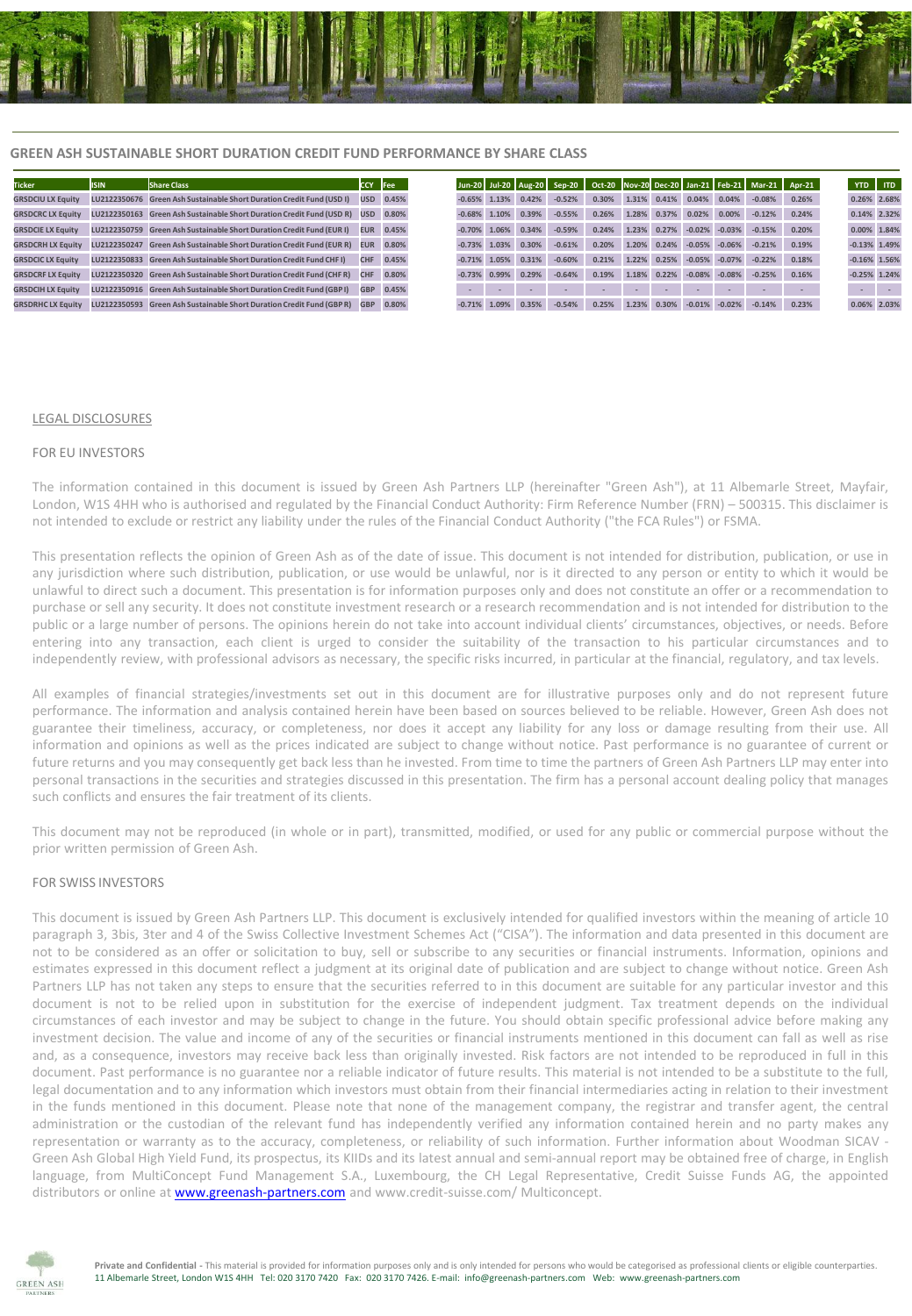## GREEN ASH SUSTAINABLE SHORT DURATION CREDIT FUND PERFORMANCE BY SHARE CLASS

| Ticker | ISIN | Share Class | CCY | Fee | Jun-20 | Jul-20 | Aug-20 | Sep-20 | Oct-20 | Nov-20 | Dec-20 | Jan-21 | Feb-21 | Mar-21 | Apr-21 | YTD | ITD |
|---|---|---|---|---|---|---|---|---|---|---|---|---|---|---|---|---|---|
| GRSDCIU LX Equity | LU2122350676 | Green Ash Sustainable Short Duration Credit Fund (USD I) | USD | 0.45% | -0.65% | 1.13% | 0.42% | -0.52% | 0.30% | 1.31% | 0.41% | 0.04% | 0.04% | -0.08% | 0.26% | 0.26% | 2.68% |
| GRSDCRC LX Equity | LU2122350163 | Green Ash Sustainable Short Duration Credit Fund (USD R) | USD | 0.80% | -0.68% | 1.10% | 0.39% | -0.55% | 0.26% | 1.28% | 0.37% | 0.02% | 0.00% | -0.12% | 0.24% | 0.14% | 2.32% |
| GRSDCIE LX Equity | LU2122350759 | Green Ash Sustainable Short Duration Credit Fund (EUR I) | EUR | 0.45% | -0.70% | 1.06% | 0.34% | -0.59% | 0.24% | 1.23% | 0.27% | -0.02% | -0.03% | -0.15% | 0.20% | 0.00% | 1.84% |
| GRSDCRH LX Equity | LU2122350247 | Green Ash Sustainable Short Duration Credit Fund (EUR R) | EUR | 0.80% | -0.73% | 1.03% | 0.30% | -0.61% | 0.20% | 1.20% | 0.24% | -0.05% | -0.06% | -0.21% | 0.19% | -0.13% | 1.49% |
| GRSDCIC LX Equity | LU2122350833 | Green Ash Sustainable Short Duration Credit Fund CHF I) | CHF | 0.45% | -0.71% | 1.05% | 0.31% | -0.60% | 0.21% | 1.22% | 0.25% | -0.05% | -0.07% | -0.22% | 0.18% | -0.16% | 1.56% |
| GRSDCRF LX Equity | LU2122350320 | Green Ash Sustainable Short Duration Credit Fund (CHF R) | CHF | 0.80% | -0.73% | 0.99% | 0.29% | -0.64% | 0.19% | 1.18% | 0.22% | -0.08% | -0.08% | -0.25% | 0.16% | -0.25% | 1.24% |
| GRSDCIH LX Equity | LU2122350916 | Green Ash Sustainable Short Duration Credit Fund (GBP I) | GBP | 0.45% | - | - | - | - | - | - | - | - | - | - | - | - | - |
| GRSDRHC LX Equity | LU2122350593 | Green Ash Sustainable Short Duration Credit Fund (GBP R) | GBP | 0.80% | -0.71% | 1.09% | 0.35% | -0.54% | 0.25% | 1.23% | 0.30% | -0.01% | -0.02% | -0.14% | 0.23% | 0.06% | 2.03% |

### LEGAL DISCLOSURES

#### FOR EU INVESTORS

The information contained in this document is issued by Green Ash Partners LLP (hereinafter "Green Ash"), at 11 Albemarle Street, Mayfair, London, W1S 4HH who is authorised and regulated by the Financial Conduct Authority: Firm Reference Number (FRN) – 500315. This disclaimer is not intended to exclude or restrict any liability under the rules of the Financial Conduct Authority ("the FCA Rules") or FSMA.

This presentation reflects the opinion of Green Ash as of the date of issue. This document is not intended for distribution, publication, or use in any jurisdiction where such distribution, publication, or use would be unlawful, nor is it directed to any person or entity to which it would be unlawful to direct such a document. This presentation is for information purposes only and does not constitute an offer or a recommendation to purchase or sell any security. It does not constitute investment research or a research recommendation and is not intended for distribution to the public or a large number of persons. The opinions herein do not take into account individual clients' circumstances, objectives, or needs. Before entering into any transaction, each client is urged to consider the suitability of the transaction to his particular circumstances and to independently review, with professional advisors as necessary, the specific risks incurred, in particular at the financial, regulatory, and tax levels.

All examples of financial strategies/investments set out in this document are for illustrative purposes only and do not represent future performance. The information and analysis contained herein have been based on sources believed to be reliable. However, Green Ash does not guarantee their timeliness, accuracy, or completeness, nor does it accept any liability for any loss or damage resulting from their use. All information and opinions as well as the prices indicated are subject to change without notice. Past performance is no guarantee of current or future returns and you may consequently get back less than he invested. From time to time the partners of Green Ash Partners LLP may enter into personal transactions in the securities and strategies discussed in this presentation. The firm has a personal account dealing policy that manages such conflicts and ensures the fair treatment of its clients.

This document may not be reproduced (in whole or in part), transmitted, modified, or used for any public or commercial purpose without the prior written permission of Green Ash.

#### FOR SWISS INVESTORS

This document is issued by Green Ash Partners LLP. This document is exclusively intended for qualified investors within the meaning of article 10 paragraph 3, 3bis, 3ter and 4 of the Swiss Collective Investment Schemes Act ("CISA"). The information and data presented in this document are not to be considered as an offer or solicitation to buy, sell or subscribe to any securities or financial instruments. Information, opinions and estimates expressed in this document reflect a judgment at its original date of publication and are subject to change without notice. Green Ash Partners LLP has not taken any steps to ensure that the securities referred to in this document are suitable for any particular investor and this document is not to be relied upon in substitution for the exercise of independent judgment. Tax treatment depends on the individual circumstances of each investor and may be subject to change in the future. You should obtain specific professional advice before making any investment decision. The value and income of any of the securities or financial instruments mentioned in this document can fall as well as rise and, as a consequence, investors may receive back less than originally invested. Risk factors are not intended to be reproduced in full in this document. Past performance is no guarantee nor a reliable indicator of future results. This material is not intended to be a substitute to the full, legal documentation and to any information which investors must obtain from their financial intermediaries acting in relation to their investment in the funds mentioned in this document. Please note that none of the management company, the registrar and transfer agent, the central administration or the custodian of the relevant fund has independently verified any information contained herein and no party makes any representation or warranty as to the accuracy, completeness, or reliability of such information. Further information about Woodman SICAV - Green Ash Global High Yield Fund, its prospectus, its KIIDs and its latest annual and semi-annual report may be obtained free of charge, in English language, from MultiConcept Fund Management S.A., Luxembourg, the CH Legal Representative, Credit Suisse Funds AG, the appointed distributors or online at www.greenash-partners.com and www.credit-suisse.com/ Multiconcept.

**Private and Confidential** - This material is provided for information purposes only and is only intended for persons who would be categorised as professional clients or eligible counterparties.
11 Albemarle Street, London W1S 4HH Tel: 020 3170 7420 Fax: 020 3170 7426. E-mail: info@greenash-partners.com Web: www.greenash-partners.com